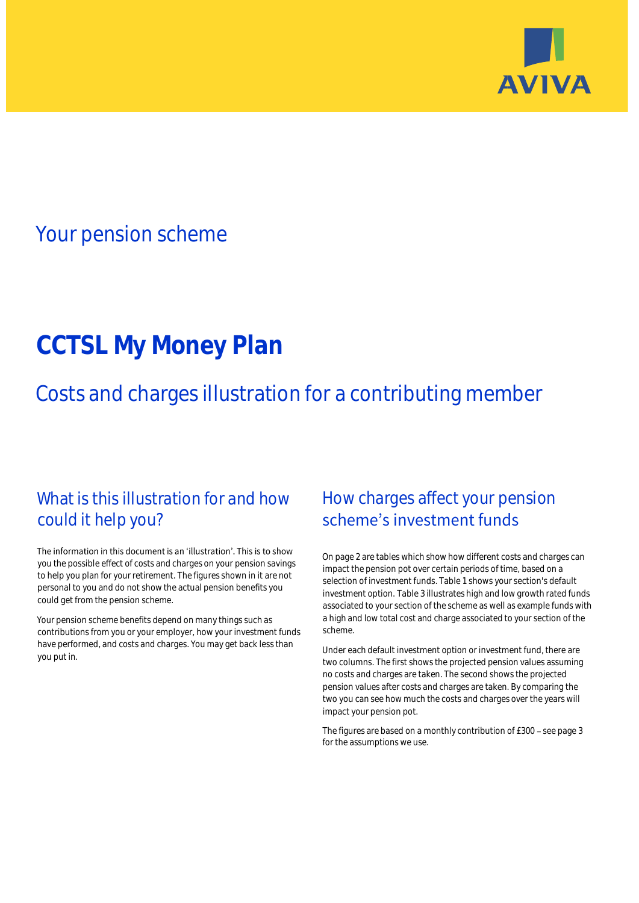AVIVA

## Your pension scheme

# CCTSL My Money Plan

## Costs and charges illustration for a contributing member

## What is this illustration for and how could it help you?

The information in this document is an 'illustration'. This is to show you the possible effect of costs and charges on your pension savings to help you plan for your retirement. The figures shown in it are not personal to you and do not show the actual pension benefits you could get from the pension scheme.

Your pension scheme benefits depend on many things such as contributions from you or your employer, how your investment funds have performed, and costs and charges. You may get back less than you put in.

## How charges affect your pension scheme's investment funds

On page 2 are tables which show how different costs and charges can impact the pension pot over certain periods of time, based on a selection of investment funds. Table 1 shows your section's default investment option. Table 3 illustrates high and low growth rated funds associated to your section of the scheme as well as example funds with a high and low total cost and charge associated to your section of the scheme.

Under each default investment option or investment fund, there are two columns. The first shows the projected pension values assuming no costs and charges are taken. The second shows the projected pension values after costs and charges are taken. By comparing the two you can see how much the costs and charges over the years will impact your pension pot.

The figures are based on a monthly contribution of £300 – see page 3 for the assumptions we use.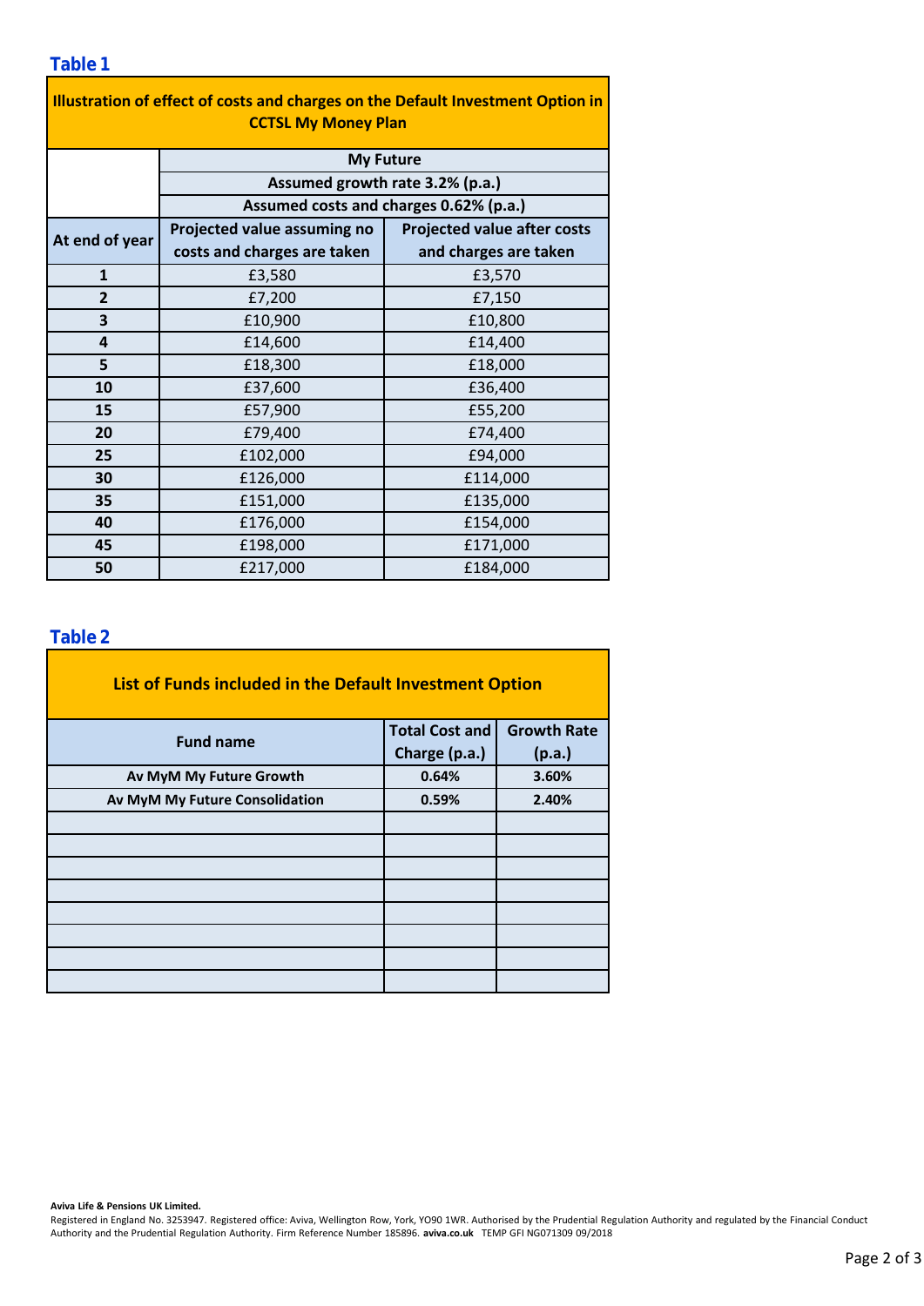## Table 1

| Illustration of effect of costs and charges on the Default Investment Option in CCTSL My Money Plan | | |
|---|---|---|
| | My Future | |
| | Assumed growth rate 3.2% (p.a.) | |
| | Assumed costs and charges 0.62% (p.a.) | |
| At end of year | Projected value assuming no costs and charges are taken | Projected value after costs and charges are taken |
| 1 | £3,580 | £3,570 |
| 2 | £7,200 | £7,150 |
| 3 | £10,900 | £10,800 |
| 4 | £14,600 | £14,400 |
| 5 | £18,300 | £18,000 |
| 10 | £37,600 | £36,400 |
| 15 | £57,900 | £55,200 |
| 20 | £79,400 | £74,400 |
| 25 | £102,000 | £94,000 |
| 30 | £126,000 | £114,000 |
| 35 | £151,000 | £135,000 |
| 40 | £176,000 | £154,000 |
| 45 | £198,000 | £171,000 |
| 50 | £217,000 | £184,000 |

## Table 2

| List of Funds included in the Default Investment Option | | |
|---|---|---|
| Fund name | Total Cost and Charge (p.a.) | Growth Rate (p.a.) |
| Av MyM My Future Growth | 0.64% | 3.60% |
| Av MyM My Future Consolidation | 0.59% | 2.40% |
| | | |
| | | |
| | | |
| | | |
| | | |
| | | |
| | | |
| | | |

**Aviva Life & Pensions UK Limited.**
Registered in England No. 3253947. Registered office: Aviva, Wellington Row, York, YO90 1WR. Authorised by the Prudential Regulation Authority and regulated by the Financial Conduct Authority and the Prudential Regulation Authority. Firm Reference Number 185896. **aviva.co.uk** TEMP GFI NG071309 09/2018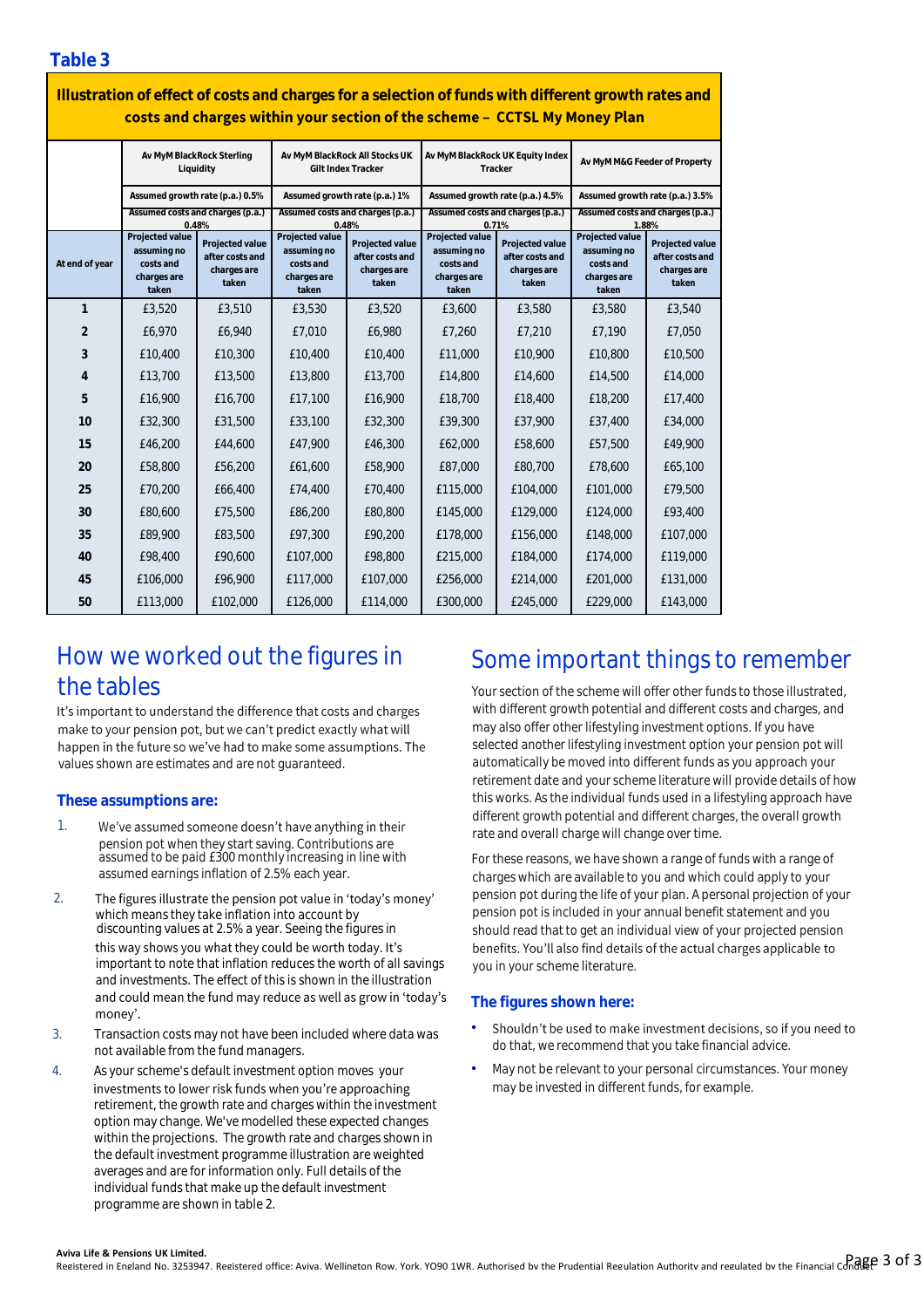## Table 3

| Illustration of effect of costs and charges for a selection of funds with different growth rates and costs and charges within your section of the scheme – CCTSL My Money Plan | | | | | | | | |
|---|---|---|---|---|---|---|---|---|
| | Av MyM BlackRock Sterling Liquidity | | Av MyM BlackRock All Stocks UK Gilt Index Tracker | | Av MyM BlackRock UK Equity Index Tracker | | Av MyM M&G Feeder of Property | |
| | Assumed growth rate (p.a.) 0.5% | | Assumed growth rate (p.a.) 1% | | Assumed growth rate (p.a.) 4.5% | | Assumed growth rate (p.a.) 3.5% | |
| | Assumed costs and charges (p.a.) 0.48% | | Assumed costs and charges (p.a.) 0.48% | | Assumed costs and charges (p.a.) 0.71% | | Assumed costs and charges (p.a.) 1.88% | |
| At end of year | Projected value assuming no costs and charges are taken | Projected value after costs and charges are taken | Projected value assuming no costs and charges are taken | Projected value after costs and charges are taken | Projected value assuming no costs and charges are taken | Projected value after costs and charges are taken | Projected value assuming no costs and charges are taken | Projected value after costs and charges are taken |
| 1 | £3,520 | £3,510 | £3,530 | £3,520 | £3,600 | £3,580 | £3,580 | £3,540 |
| 2 | £6,970 | £6,940 | £7,010 | £6,980 | £7,260 | £7,210 | £7,190 | £7,050 |
| 3 | £10,400 | £10,300 | £10,400 | £10,400 | £11,000 | £10,900 | £10,800 | £10,500 |
| 4 | £13,700 | £13,500 | £13,800 | £13,700 | £14,800 | £14,600 | £14,500 | £14,000 |
| 5 | £16,900 | £16,700 | £17,100 | £16,900 | £18,700 | £18,400 | £18,200 | £17,400 |
| 10 | £32,300 | £31,500 | £33,100 | £32,300 | £39,300 | £37,900 | £37,400 | £34,000 |
| 15 | £46,200 | £44,600 | £47,900 | £46,300 | £62,000 | £58,600 | £57,500 | £49,900 |
| 20 | £58,800 | £56,200 | £61,600 | £58,900 | £87,000 | £80,700 | £78,600 | £65,100 |
| 25 | £70,200 | £66,400 | £74,400 | £70,400 | £115,000 | £104,000 | £101,000 | £79,500 |
| 30 | £80,600 | £75,500 | £86,200 | £80,800 | £145,000 | £129,000 | £124,000 | £93,400 |
| 35 | £89,900 | £83,500 | £97,300 | £90,200 | £178,000 | £156,000 | £148,000 | £107,000 |
| 40 | £98,400 | £90,600 | £107,000 | £98,800 | £215,000 | £184,000 | £174,000 | £119,000 |
| 45 | £106,000 | £96,900 | £117,000 | £107,000 | £256,000 | £214,000 | £201,000 | £131,000 |
| 50 | £113,000 | £102,000 | £126,000 | £114,000 | £300,000 | £245,000 | £229,000 | £143,000 |

# How we worked out the figures in the tables

It's important to understand the difference that costs and charges make to your pension pot, but we can't predict exactly what will happen in the future so we've had to make some assumptions. The values shown are estimates and are not guaranteed.

### These assumptions are:

1. We've assumed someone doesn't have anything in their pension pot when they start saving. Contributions are assumed to be paid £300 monthly increasing in line with assumed earnings inflation of 2.5% each year.
2. The figures illustrate the pension pot value in 'today's money' which means they take inflation into account by discounting values at 2.5% a year. Seeing the figures in this way shows you what they could be worth today. It's important to note that inflation reduces the worth of all savings and investments. The effect of this is shown in the illustration and could mean the fund may reduce as well as grow in 'today's money'.
3. Transaction costs may not have been included where data was not available from the fund managers.
4. As your scheme's default investment option moves your investments to lower risk funds when you're approaching retirement, the growth rate and charges within the investment option may change. We've modelled these expected changes within the projections. The growth rate and charges shown in the default investment programme illustration are weighted averages and are for information only. Full details of the individual funds that make up the default investment programme are shown in table 2.

# Some important things to remember

Your section of the scheme will offer other funds to those illustrated, with different growth potential and different costs and charges, and may also offer other lifestyling investment options. If you have selected another lifestyling investment option your pension pot will automatically be moved into different funds as you approach your retirement date and your scheme literature will provide details of how this works. As the individual funds used in a lifestyling approach have different growth potential and different charges, the overall growth rate and overall charge will change over time.

For these reasons, we have shown a range of funds with a range of charges which are available to you and which could apply to your pension pot during the life of your plan. A personal projection of your pension pot is included in your annual benefit statement and you should read that to get an individual view of your projected pension benefits. You'll also find details of the actual charges applicable to you in your scheme literature.

### The figures shown here:

- Shouldn't be used to make investment decisions, so if you need to do that, we recommend that you take financial advice.
- May not be relevant to your personal circumstances. Your money may be invested in different funds, for example.

**Aviva Life & Pensions UK Limited.**
Registered in England No. 3253947. Registered office: Aviva, Wellington Row, York, YO90 1WR. Authorised by the Prudential Regulation Authority and regulated by the Financial Conduct